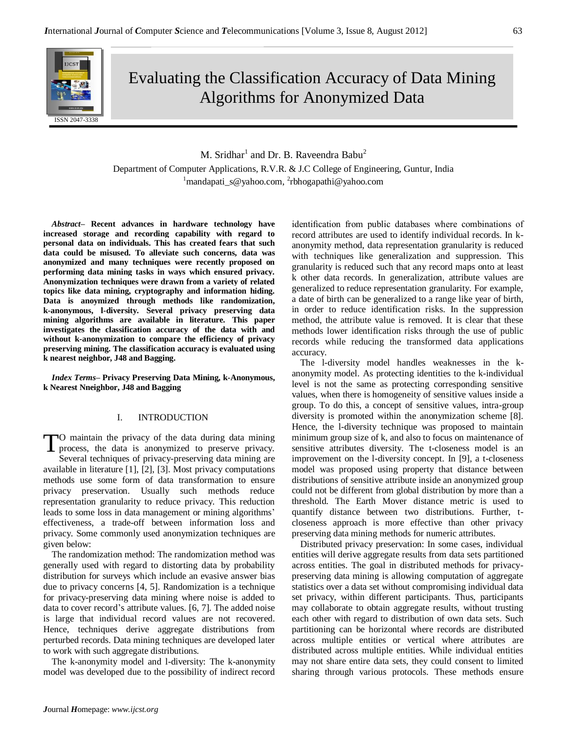# Evaluating the Classification Accuracy of Data Mining Algorithms for Anonymized Data

M. Sridhar[1] and Dr. B. Raveendra Babu[2]

Department of Computer Applications, R.V.R. & J.C College of Engineering, Guntur, India

[1]mandapati_s@yahoo.com, [2]rbhogapathi@yahoo.com

***Abstract*– Recent advances in hardware technology have increased storage and recording capability with regard to personal data on individuals. This has created fears that such data could be misused. To alleviate such concerns, data was anonymized and many techniques were recently proposed on performing data mining tasks in ways which ensured privacy. Anonymization techniques were drawn from a variety of related topics like data mining, cryptography and information hiding. Data is anoymized through methods like randomization, k-anonymous, l-diversity. Several privacy preserving data mining algorithms are available in literature. This paper investigates the classification accuracy of the data with and without k-anonymization to compare the efficiency of privacy preserving mining. The classification accuracy is evaluated using k nearest neighbor, J48 and Bagging.**

***Index Terms*– Privacy Preserving Data Mining, k-Anonymous, k Nearest Nneighbor, J48 and Bagging**

## I. INTRODUCTION

To maintain the privacy of the data during data mining process, the data is anonymized to preserve privacy. Several techniques of privacy-preserving data mining are available in literature [1], [2], [3]. Most privacy computations methods use some form of data transformation to ensure privacy preservation. Usually such methods reduce representation granularity to reduce privacy. This reduction leads to some loss in data management or mining algorithms' effectiveness, a trade-off between information loss and privacy. Some commonly used anonymization techniques are given below:

The randomization method: The randomization method was generally used with regard to distorting data by probability distribution for surveys which include an evasive answer bias due to privacy concerns [4, 5]. Randomization is a technique for privacy-preserving data mining where noise is added to data to cover record's attribute values. [6, 7]. The added noise is large that individual record values are not recovered. Hence, techniques derive aggregate distributions from perturbed records. Data mining techniques are developed later to work with such aggregate distributions.

The k-anonymity model and l-diversity: The k-anonymity model was developed due to the possibility of indirect record identification from public databases where combinations of record attributes are used to identify individual records. In k-anonymity method, data representation granularity is reduced with techniques like generalization and suppression. This granularity is reduced such that any record maps onto at least k other data records. In generalization, attribute values are generalized to reduce representation granularity. For example, a date of birth can be generalized to a range like year of birth, in order to reduce identification risks. In the suppression method, the attribute value is removed. It is clear that these methods lower identification risks through the use of public records while reducing the transformed data applications accuracy.

The l-diversity model handles weaknesses in the k-anonymity model. As protecting identities to the k-individual level is not the same as protecting corresponding sensitive values, when there is homogeneity of sensitive values inside a group. To do this, a concept of sensitive values, intra-group diversity is promoted within the anonymization scheme [8]. Hence, the l-diversity technique was proposed to maintain minimum group size of k, and also to focus on maintenance of sensitive attributes diversity. The t-closeness model is an improvement on the l-diversity concept. In [9], a t-closeness model was proposed using property that distance between distributions of sensitive attribute inside an anonymized group could not be different from global distribution by more than a threshold. The Earth Mover distance metric is used to quantify distance between two distributions. Further, t-closeness approach is more effective than other privacy preserving data mining methods for numeric attributes.

Distributed privacy preservation: In some cases, individual entities will derive aggregate results from data sets partitioned across entities. The goal in distributed methods for privacy-preserving data mining is allowing computation of aggregate statistics over a data set without compromising individual data set privacy, within different participants. Thus, participants may collaborate to obtain aggregate results, without trusting each other with regard to distribution of own data sets. Such partitioning can be horizontal where records are distributed across multiple entities or vertical where attributes are distributed across multiple entities. While individual entities may not share entire data sets, they could consent to limited sharing through various protocols. These methods ensure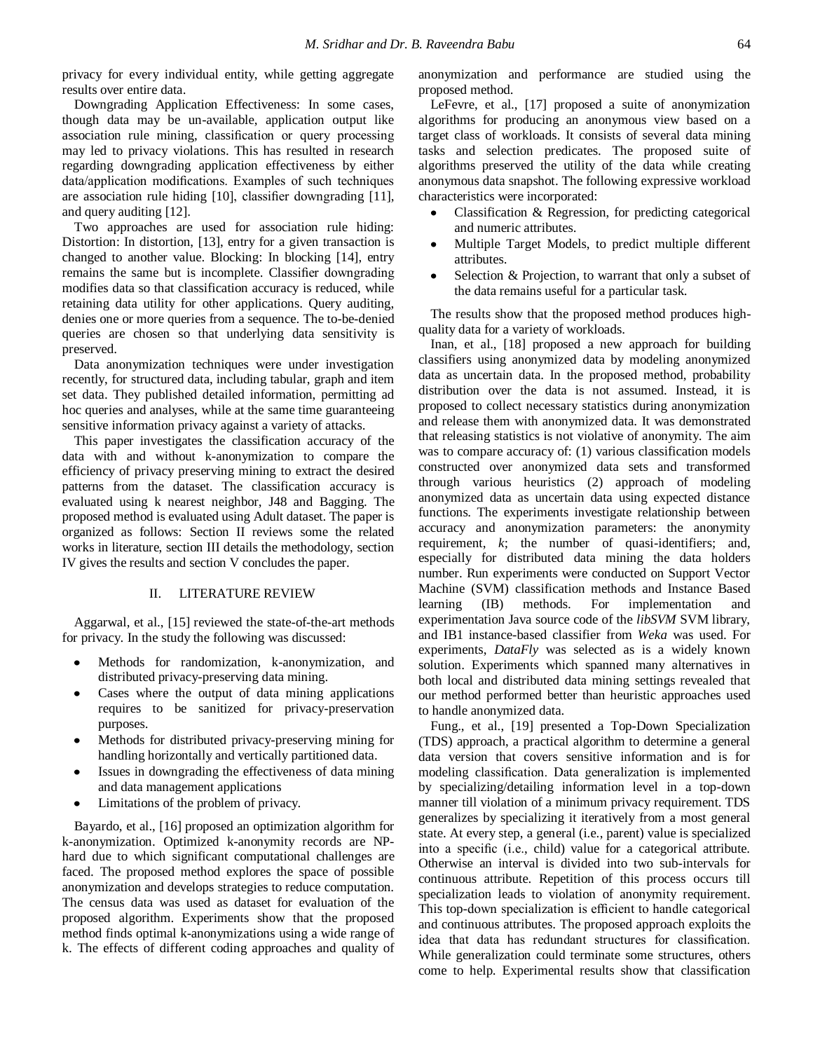privacy for every individual entity, while getting aggregate results over entire data.

Downgrading Application Effectiveness: In some cases, though data may be un-available, application output like association rule mining, classification or query processing may led to privacy violations. This has resulted in research regarding downgrading application effectiveness by either data/application modifications. Examples of such techniques are association rule hiding [10], classifier downgrading [11], and query auditing [12].

Two approaches are used for association rule hiding: Distortion: In distortion, [13], entry for a given transaction is changed to another value. Blocking: In blocking [14], entry remains the same but is incomplete. Classifier downgrading modifies data so that classification accuracy is reduced, while retaining data utility for other applications. Query auditing, denies one or more queries from a sequence. The to-be-denied queries are chosen so that underlying data sensitivity is preserved.

Data anonymization techniques were under investigation recently, for structured data, including tabular, graph and item set data. They published detailed information, permitting ad hoc queries and analyses, while at the same time guaranteeing sensitive information privacy against a variety of attacks.

This paper investigates the classification accuracy of the data with and without k-anonymization to compare the efficiency of privacy preserving mining to extract the desired patterns from the dataset. The classification accuracy is evaluated using k nearest neighbor, J48 and Bagging. The proposed method is evaluated using Adult dataset. The paper is organized as follows: Section II reviews some the related works in literature, section III details the methodology, section IV gives the results and section V concludes the paper.

## II. LITERATURE REVIEW

Aggarwal, et al., [15] reviewed the state-of-the-art methods for privacy. In the study the following was discussed:

- Methods for randomization, k-anonymization, and distributed privacy-preserving data mining.
- Cases where the output of data mining applications requires to be sanitized for privacy-preservation purposes.
- Methods for distributed privacy-preserving mining for handling horizontally and vertically partitioned data.
- Issues in downgrading the effectiveness of data mining and data management applications
- Limitations of the problem of privacy.

Bayardo, et al., [16] proposed an optimization algorithm for k-anonymization. Optimized k-anonymity records are NP-hard due to which significant computational challenges are faced. The proposed method explores the space of possible anonymization and develops strategies to reduce computation. The census data was used as dataset for evaluation of the proposed algorithm. Experiments show that the proposed method finds optimal k-anonymizations using a wide range of k. The effects of different coding approaches and quality of anonymization and performance are studied using the proposed method.

LeFevre, et al., [17] proposed a suite of anonymization algorithms for producing an anonymous view based on a target class of workloads. It consists of several data mining tasks and selection predicates. The proposed suite of algorithms preserved the utility of the data while creating anonymous data snapshot. The following expressive workload characteristics were incorporated:

- Classification & Regression, for predicting categorical and numeric attributes.
- Multiple Target Models, to predict multiple different attributes.
- Selection & Projection, to warrant that only a subset of the data remains useful for a particular task.

The results show that the proposed method produces high-quality data for a variety of workloads.

Inan, et al., [18] proposed a new approach for building classifiers using anonymized data by modeling anonymized data as uncertain data. In the proposed method, probability distribution over the data is not assumed. Instead, it is proposed to collect necessary statistics during anonymization and release them with anonymized data. It was demonstrated that releasing statistics is not violative of anonymity. The aim was to compare accuracy of: (1) various classification models constructed over anonymized data sets and transformed through various heuristics (2) approach of modeling anonymized data as uncertain data using expected distance functions. The experiments investigate relationship between accuracy and anonymization parameters: the anonymity requirement, *k*; the number of quasi-identifiers; and, especially for distributed data mining the data holders number. Run experiments were conducted on Support Vector Machine (SVM) classification methods and Instance Based learning (IB) methods. For implementation and experimentation Java source code of the *libSVM* SVM library, and IB1 instance-based classifier from *Weka* was used. For experiments, *DataFly* was selected as is a widely known solution. Experiments which spanned many alternatives in both local and distributed data mining settings revealed that our method performed better than heuristic approaches used to handle anonymized data.

Fung., et al., [19] presented a Top-Down Specialization (TDS) approach, a practical algorithm to determine a general data version that covers sensitive information and is for modeling classification. Data generalization is implemented by specializing/detailing information level in a top-down manner till violation of a minimum privacy requirement. TDS generalizes by specializing it iteratively from a most general state. At every step, a general (i.e., parent) value is specialized into a specific (i.e., child) value for a categorical attribute. Otherwise an interval is divided into two sub-intervals for continuous attribute. Repetition of this process occurs till specialization leads to violation of anonymity requirement. This top-down specialization is efficient to handle categorical and continuous attributes. The proposed approach exploits the idea that data has redundant structures for classification. While generalization could terminate some structures, others come to help. Experimental results show that classification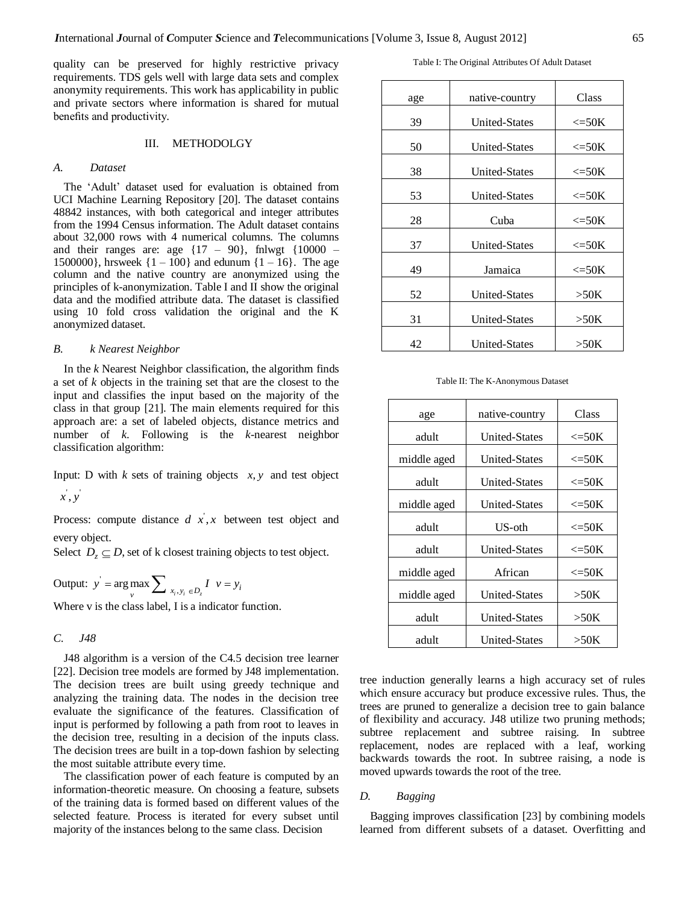quality can be preserved for highly restrictive privacy requirements. TDS gels well with large data sets and complex anonymity requirements. This work has applicability in public and private sectors where information is shared for mutual benefits and productivity.

## III. METHODOLGY

### *A. Dataset*

The 'Adult' dataset used for evaluation is obtained from UCI Machine Learning Repository [20]. The dataset contains 48842 instances, with both categorical and integer attributes from the 1994 Census information. The Adult dataset contains about 32,000 rows with 4 numerical columns. The columns and their ranges are: age {17 – 90}, fnlwgt {10000 – 1500000}, hrsweek {1 – 100} and edunum {1 – 16}. The age column and the native country are anonymized using the principles of k-anonymization. Table I and II show the original data and the modified attribute data. The dataset is classified using 10 fold cross validation the original and the K anonymized dataset.

Table I: The Original Attributes Of Adult Dataset

| age | native-country | Class |
|---|---|---|
| 39 | United-States | <=50K |
| 50 | United-States | <=50K |
| 38 | United-States | <=50K |
| 53 | United-States | <=50K |
| 28 | Cuba | <=50K |
| 37 | United-States | <=50K |
| 49 | Jamaica | <=50K |
| 52 | United-States | >50K |
| 31 | United-States | >50K |
| 42 | United-States | >50K |

Table II: The K-Anonymous Dataset

| age | native-country | Class |
|---|---|---|
| adult | United-States | <=50K |
| middle aged | United-States | <=50K |
| adult | United-States | <=50K |
| middle aged | United-States | <=50K |
| adult | US-oth | <=50K |
| adult | United-States | <=50K |
| middle aged | African | <=50K |
| middle aged | United-States | >50K |
| adult | United-States | >50K |
| adult | United-States | >50K |

### *B. k Nearest Neighbor*

In the *k* Nearest Neighbor classification, the algorithm finds a set of *k* objects in the training set that are the closest to the input and classifies the input based on the majority of the class in that group [21]. The main elements required for this approach are: a set of labeled objects, distance metrics and number of *k*. Following is the *k*-nearest neighbor classification algorithm:

Input: D with *k* sets of training objects $x, y$ and test object $x', y'$

Process: compute distance $d\ x', x$ between test object and every object.

Select $D_z \subseteq D$, set of k closest training objects to test object.

Output: $y' = \arg\max_{v} \sum_{x_i, y_i \in D_z} I\ v = y_i$

Where v is the class label, I is a indicator function.

### *C. J48*

J48 algorithm is a version of the C4.5 decision tree learner [22]. Decision tree models are formed by J48 implementation. The decision trees are built using greedy technique and analyzing the training data. The nodes in the decision tree evaluate the significance of the features. Classification of input is performed by following a path from root to leaves in the decision tree, resulting in a decision of the inputs class. The decision trees are built in a top-down fashion by selecting the most suitable attribute every time.

The classification power of each feature is computed by an information-theoretic measure. On choosing a feature, subsets of the training data is formed based on different values of the selected feature. Process is iterated for every subset until majority of the instances belong to the same class. Decision tree induction generally learns a high accuracy set of rules which ensure accuracy but produce excessive rules. Thus, the trees are pruned to generalize a decision tree to gain balance of flexibility and accuracy. J48 utilize two pruning methods; subtree replacement and subtree raising. In subtree replacement, nodes are replaced with a leaf, working backwards towards the root. In subtree raising, a node is moved upwards towards the root of the tree.

### *D. Bagging*

Bagging improves classification [23] by combining models learned from different subsets of a dataset. Overfitting and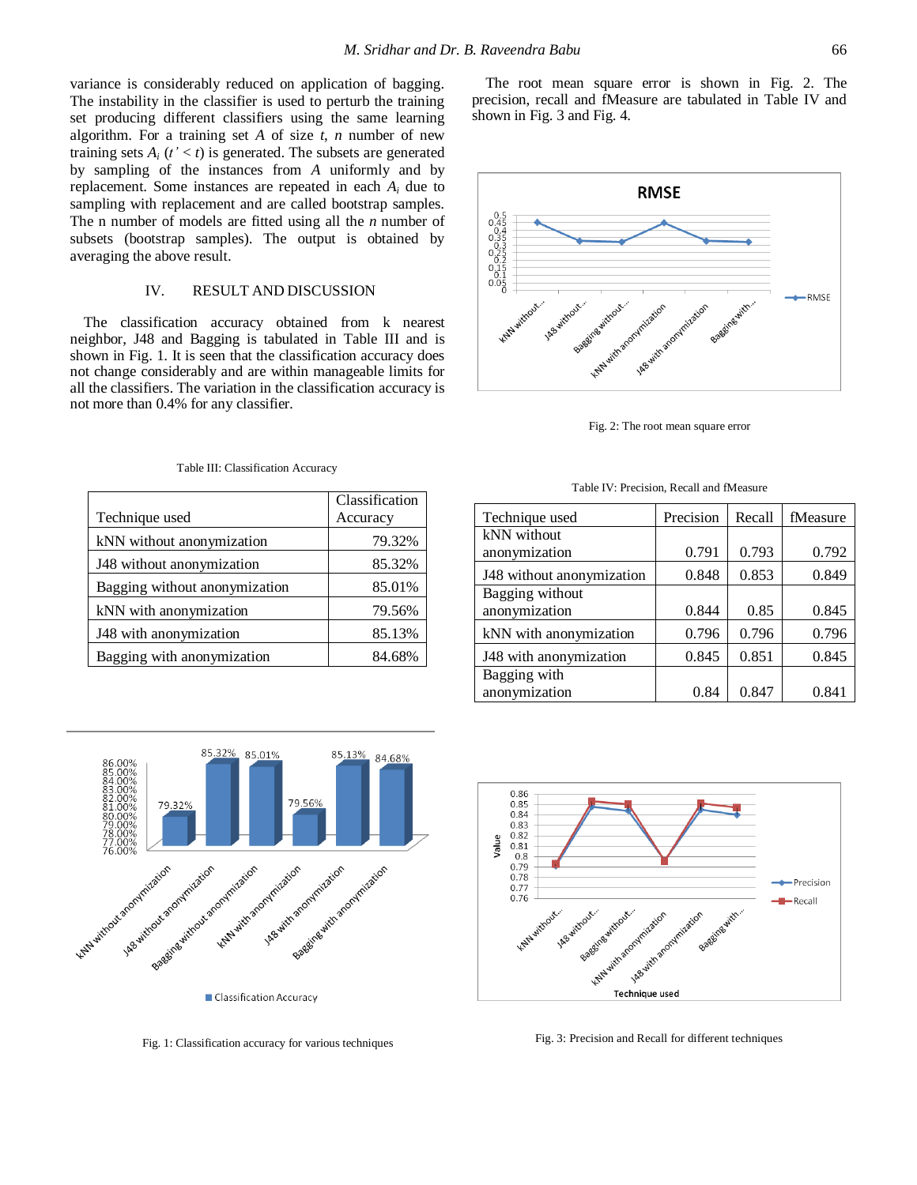variance is considerably reduced on application of bagging. The instability in the classifier is used to perturb the training set producing different classifiers using the same learning algorithm. For a training set $A$ of size $t$, $n$ number of new training sets $A_i$ ($t' < t$) is generated. The subsets are generated by sampling of the instances from $A$ uniformly and by replacement. Some instances are repeated in each $A_i$ due to sampling with replacement and are called bootstrap samples. The n number of models are fitted using all the $n$ number of subsets (bootstrap samples). The output is obtained by averaging the above result.

## IV. RESULT AND DISCUSSION

The classification accuracy obtained from k nearest neighbor, J48 and Bagging is tabulated in Table III and is shown in Fig. 1. It is seen that the classification accuracy does not change considerably and are within manageable limits for all the classifiers. The variation in the classification accuracy is not more than 0.4% for any classifier.

Table III: Classification Accuracy

| Technique used | Classification Accuracy |
|---|---|
| kNN without anonymization | 79.32% |
| J48 without anonymization | 85.32% |
| Bagging without anonymization | 85.01% |
| kNN with anonymization | 79.56% |
| J48 with anonymization | 85.13% |
| Bagging with anonymization | 84.68% |

Fig. 1: Classification accuracy for various techniques

The root mean square error is shown in Fig. 2. The precision, recall and fMeasure are tabulated in Table IV and shown in Fig. 3 and Fig. 4.

Fig. 2: The root mean square error

Table IV: Precision, Recall and fMeasure

| Technique used | Precision | Recall | fMeasure |
|---|---|---|---|
| kNN without anonymization | 0.791 | 0.793 | 0.792 |
| J48 without anonymization | 0.848 | 0.853 | 0.849 |
| Bagging without anonymization | 0.844 | 0.85 | 0.845 |
| kNN with anonymization | 0.796 | 0.796 | 0.796 |
| J48 with anonymization | 0.845 | 0.851 | 0.845 |
| Bagging with anonymization | 0.84 | 0.847 | 0.841 |

Fig. 3: Precision and Recall for different techniques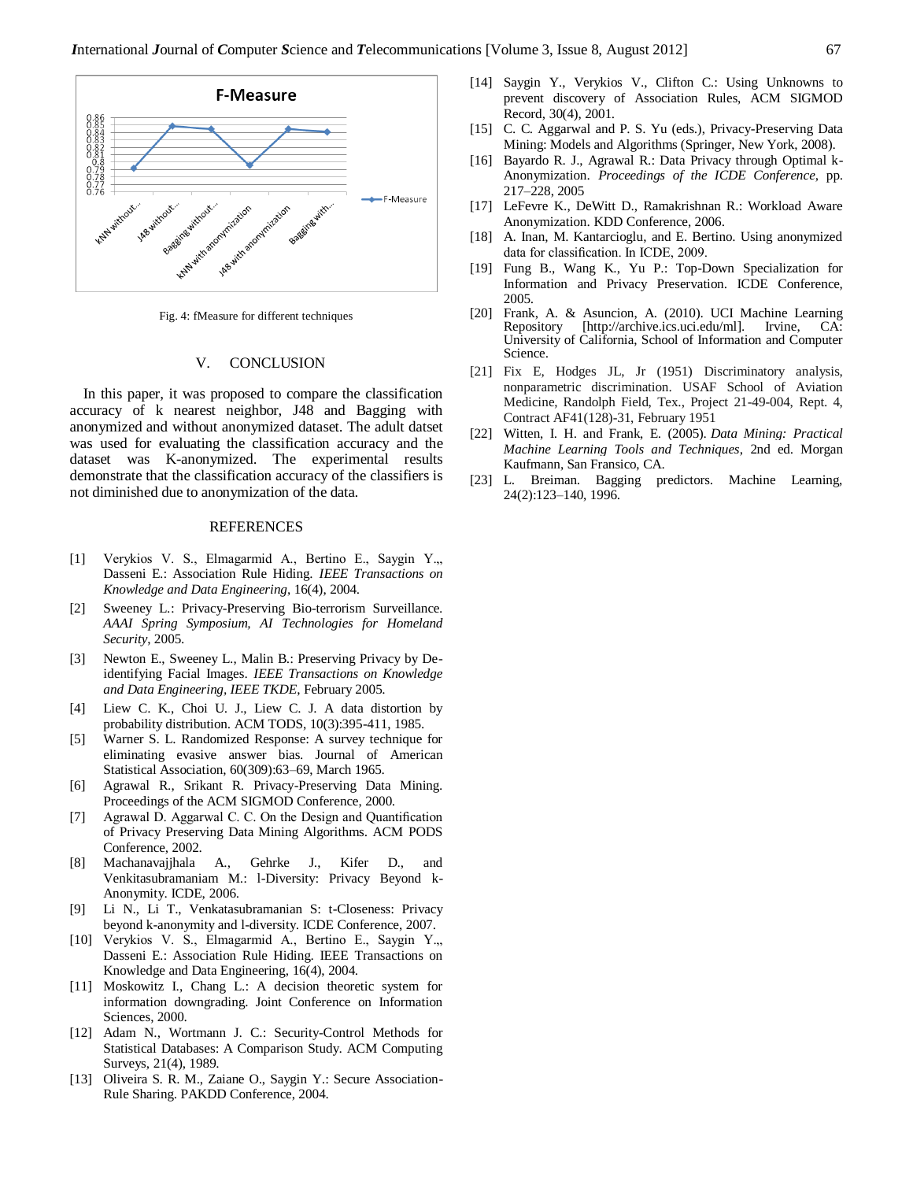F-Measure

0.86
0.85
0.84
0.83
0.82
0.81
0.8
0.79
0.78
0.77
0.76

kNN without...
J48 without...
Bagging without...
kNN with anonymization
J48 with anonymization
Bagging with...

F-Measure

Fig. 4: fMeasure for different techniques

## V. CONCLUSION

In this paper, it was proposed to compare the classification accuracy of k nearest neighbor, J48 and Bagging with anonymized and without anonymized dataset. The adult dataset was used for evaluating the classification accuracy and the dataset was K-anonymized. The experimental results demonstrate that the classification accuracy of the classifiers is not diminished due to anonymization of the data.

## REFERENCES

[1] Verykios V. S., Elmagarmid A., Bertino E., Saygin Y.,, Dasseni E.: Association Rule Hiding. *IEEE Transactions on Knowledge and Data Engineering*, 16(4), 2004.

[2] Sweeney L.: Privacy-Preserving Bio-terrorism Surveillance. *AAAI Spring Symposium, AI Technologies for Homeland Security*, 2005.

[3] Newton E., Sweeney L., Malin B.: Preserving Privacy by De-identifying Facial Images. *IEEE Transactions on Knowledge and Data Engineering, IEEE TKDE*, February 2005.

[4] Liew C. K., Choi U. J., Liew C. J. A data distortion by probability distribution. ACM TODS, 10(3):395-411, 1985.

[5] Warner S. L. Randomized Response: A survey technique for eliminating evasive answer bias. Journal of American Statistical Association, 60(309):63–69, March 1965.

[6] Agrawal R., Srikant R. Privacy-Preserving Data Mining. Proceedings of the ACM SIGMOD Conference, 2000.

[7] Agrawal D. Aggarwal C. C. On the Design and Quantification of Privacy Preserving Data Mining Algorithms. ACM PODS Conference, 2002.

[8] Machanavajjhala A., Gehrke J., Kifer D., and Venkitasubramaniam M.: l-Diversity: Privacy Beyond k-Anonymity. ICDE, 2006.

[9] Li N., Li T., Venkatasubramanian S: t-Closeness: Privacy beyond k-anonymity and l-diversity. ICDE Conference, 2007.

[10] Verykios V. S., Elmagarmid A., Bertino E., Saygin Y.,, Dasseni E.: Association Rule Hiding. IEEE Transactions on Knowledge and Data Engineering, 16(4), 2004.

[11] Moskowitz I., Chang L.: A decision theoretic system for information downgrading. Joint Conference on Information Sciences, 2000.

[12] Adam N., Wortmann J. C.: Security-Control Methods for Statistical Databases: A Comparison Study. ACM Computing Surveys, 21(4), 1989.

[13] Oliveira S. R. M., Zaiane O., Saygin Y.: Secure Association-Rule Sharing. PAKDD Conference, 2004.

[14] Saygin Y., Verykios V., Clifton C.: Using Unknowns to prevent discovery of Association Rules, ACM SIGMOD Record, 30(4), 2001.

[15] C. C. Aggarwal and P. S. Yu (eds.), Privacy-Preserving Data Mining: Models and Algorithms (Springer, New York, 2008).

[16] Bayardo R. J., Agrawal R.: Data Privacy through Optimal k-Anonymization. *Proceedings of the ICDE Conference*, pp. 217–228, 2005

[17] LeFevre K., DeWitt D., Ramakrishnan R.: Workload Aware Anonymization. KDD Conference, 2006.

[18] A. Inan, M. Kantarcioglu, and E. Bertino. Using anonymized data for classification. In ICDE, 2009.

[19] Fung B., Wang K., Yu P.: Top-Down Specialization for Information and Privacy Preservation. ICDE Conference, 2005.

[20] Frank, A. & Asuncion, A. (2010). UCI Machine Learning Repository [http://archive.ics.uci.edu/ml]. Irvine, CA: University of California, School of Information and Computer Science.

[21] Fix E, Hodges JL, Jr (1951) Discriminatory analysis, nonparametric discrimination. USAF School of Aviation Medicine, Randolph Field, Tex., Project 21-49-004, Rept. 4, Contract AF41(128)-31, February 1951

[22] Witten, I. H. and Frank, E. (2005). *Data Mining: Practical Machine Learning Tools and Techniques*, 2nd ed. Morgan Kaufmann, San Fransico, CA.

[23] L. Breiman. Bagging predictors. Machine Learning, 24(2):123–140, 1996.